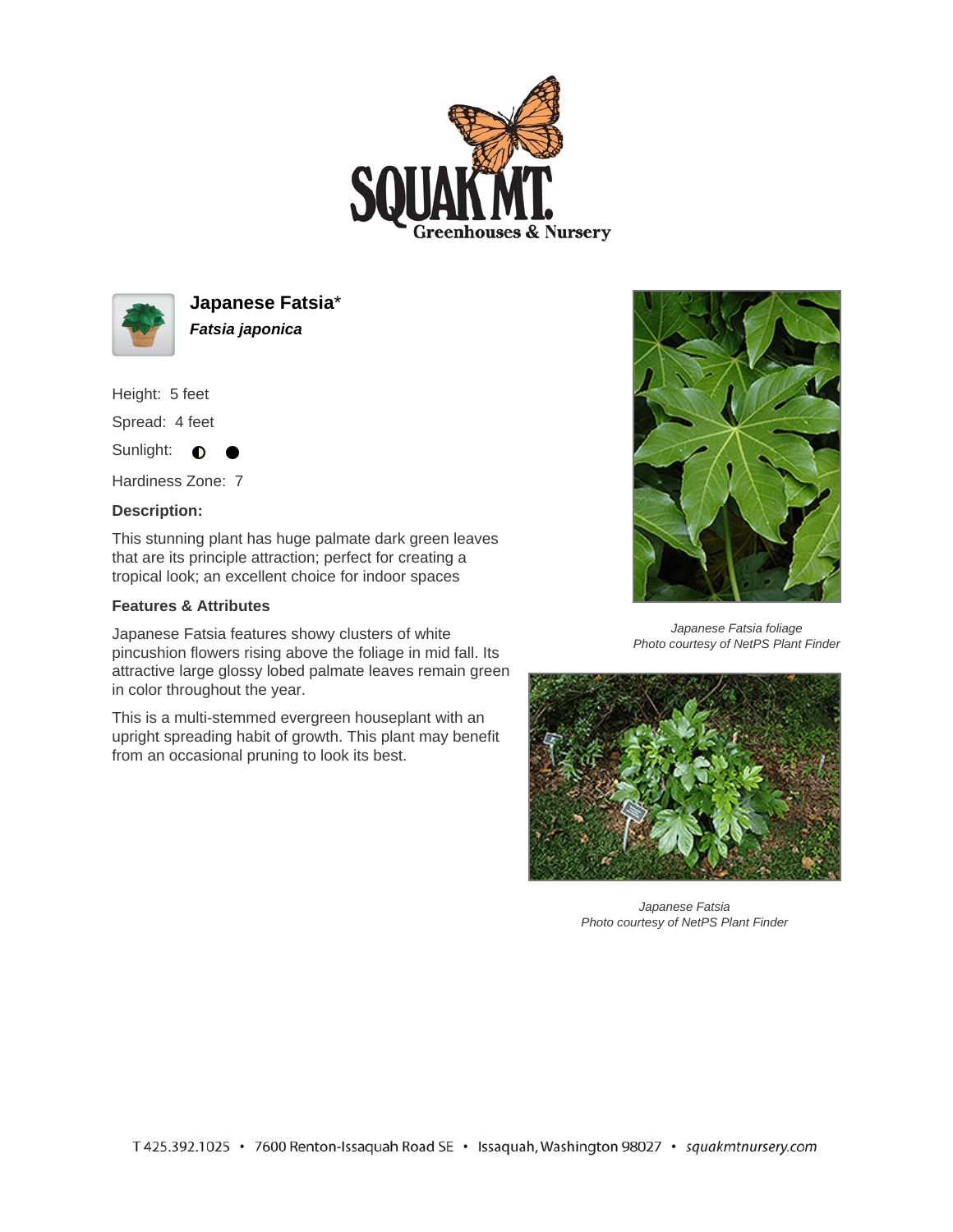# Japanese Fatsia*

***Fatsia japonica***

Height: 5 feet

Spread: 4 feet

Sunlight: ◐ ●

Hardiness Zone: 7

**Description:**

This stunning plant has huge palmate dark green leaves that are its principle attraction; perfect for creating a tropical look; an excellent choice for indoor spaces

**Features & Attributes**

Japanese Fatsia features showy clusters of white pincushion flowers rising above the foliage in mid fall. Its attractive large glossy lobed palmate leaves remain green in color throughout the year.

This is a multi-stemmed evergreen houseplant with an upright spreading habit of growth. This plant may benefit from an occasional pruning to look its best.

*Japanese Fatsia foliage*
*Photo courtesy of NetPS Plant Finder*

*Japanese Fatsia*
*Photo courtesy of NetPS Plant Finder*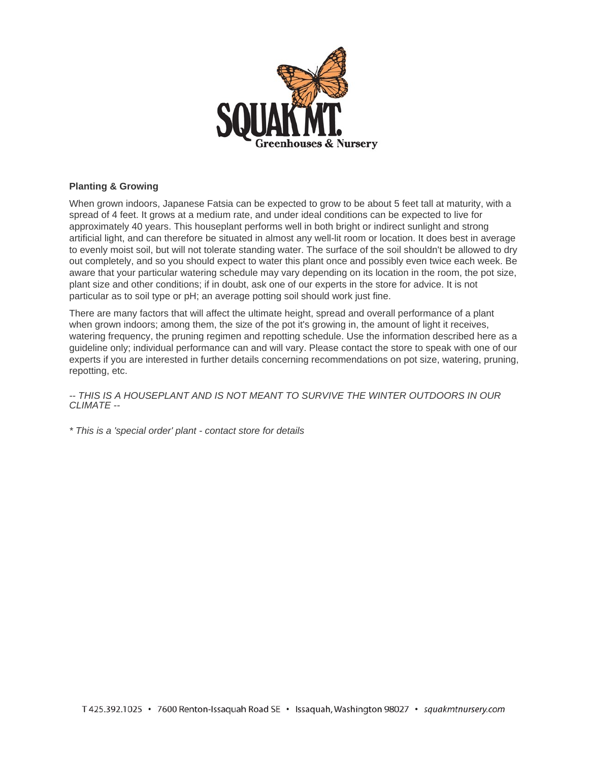### Planting & Growing

When grown indoors, Japanese Fatsia can be expected to grow to be about 5 feet tall at maturity, with a spread of 4 feet. It grows at a medium rate, and under ideal conditions can be expected to live for approximately 40 years. This houseplant performs well in both bright or indirect sunlight and strong artificial light, and can therefore be situated in almost any well-lit room or location. It does best in average to evenly moist soil, but will not tolerate standing water. The surface of the soil shouldn't be allowed to dry out completely, and so you should expect to water this plant once and possibly even twice each week. Be aware that your particular watering schedule may vary depending on its location in the room, the pot size, plant size and other conditions; if in doubt, ask one of our experts in the store for advice. It is not particular as to soil type or pH; an average potting soil should work just fine.

There are many factors that will affect the ultimate height, spread and overall performance of a plant when grown indoors; among them, the size of the pot it's growing in, the amount of light it receives, watering frequency, the pruning regimen and repotting schedule. Use the information described here as a guideline only; individual performance can and will vary. Please contact the store to speak with one of our experts if you are interested in further details concerning recommendations on pot size, watering, pruning, repotting, etc.

*-- THIS IS A HOUSEPLANT AND IS NOT MEANT TO SURVIVE THE WINTER OUTDOORS IN OUR CLIMATE --*

*\* This is a 'special order' plant - contact store for details*